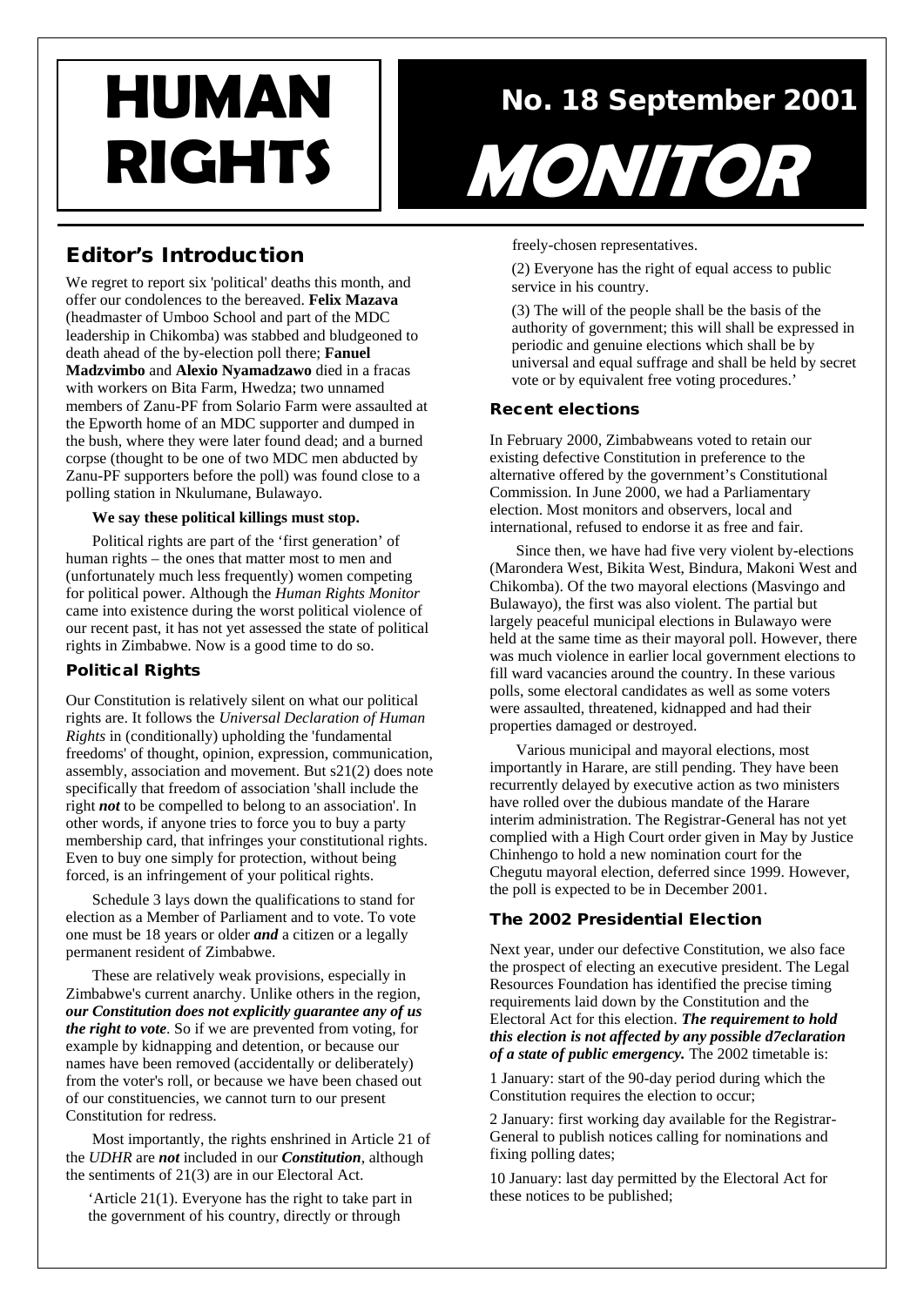# HUMAN RIGHTS MONITOR

No. 18 September 2001

## Editor's Introduction

We regret to report six 'political' deaths this month, and offer our condolences to the bereaved. **Felix Mazava** (headmaster of Umboo School and part of the MDC leadership in Chikomba) was stabbed and bludgeoned to death ahead of the by-election poll there; **Fanuel Madzvimbo** and **Alexio Nyamadzawo** died in a fracas with workers on Bita Farm, Hwedza; two unnamed members of Zanu-PF from Solario Farm were assaulted at the Epworth home of an MDC supporter and dumped in the bush, where they were later found dead; and a burned corpse (thought to be one of two MDC men abducted by Zanu-PF supporters before the poll) was found close to a polling station in Nkulumane, Bulawayo.

**We say these political killings must stop.**

Political rights are part of the 'first generation' of human rights – the ones that matter most to men and (unfortunately much less frequently) women competing for political power. Although the *Human Rights Monitor* came into existence during the worst political violence of our recent past, it has not yet assessed the state of political rights in Zimbabwe. Now is a good time to do so.

### Political Rights

Our Constitution is relatively silent on what our political rights are. It follows the *Universal Declaration of Human Rights* in (conditionally) upholding the 'fundamental freedoms' of thought, opinion, expression, communication, assembly, association and movement. But s21(2) does note specifically that freedom of association 'shall include the right ***not*** to be compelled to belong to an association'. In other words, if anyone tries to force you to buy a party membership card, that infringes your constitutional rights. Even to buy one simply for protection, without being forced, is an infringement of your political rights.

Schedule 3 lays down the qualifications to stand for election as a Member of Parliament and to vote. To vote one must be 18 years or older ***and*** a citizen or a legally permanent resident of Zimbabwe.

These are relatively weak provisions, especially in Zimbabwe's current anarchy. Unlike others in the region, ***our Constitution does not explicitly guarantee any of us the right to vote***. So if we are prevented from voting, for example by kidnapping and detention, or because our names have been removed (accidentally or deliberately) from the voter's roll, or because we have been chased out of our constituencies, we cannot turn to our present Constitution for redress.

Most importantly, the rights enshrined in Article 21 of the *UDHR* are ***not*** included in our ***Constitution***, although the sentiments of 21(3) are in our Electoral Act.

'Article 21(1). Everyone has the right to take part in the government of his country, directly or through freely-chosen representatives.

(2) Everyone has the right of equal access to public service in his country.

(3) The will of the people shall be the basis of the authority of government; this will shall be expressed in periodic and genuine elections which shall be by universal and equal suffrage and shall be held by secret vote or by equivalent free voting procedures.'

### Recent elections

In February 2000, Zimbabweans voted to retain our existing defective Constitution in preference to the alternative offered by the government's Constitutional Commission. In June 2000, we had a Parliamentary election. Most monitors and observers, local and international, refused to endorse it as free and fair.

Since then, we have had five very violent by-elections (Marondera West, Bikita West, Bindura, Makoni West and Chikomba). Of the two mayoral elections (Masvingo and Bulawayo), the first was also violent. The partial but largely peaceful municipal elections in Bulawayo were held at the same time as their mayoral poll. However, there was much violence in earlier local government elections to fill ward vacancies around the country. In these various polls, some electoral candidates as well as some voters were assaulted, threatened, kidnapped and had their properties damaged or destroyed.

Various municipal and mayoral elections, most importantly in Harare, are still pending. They have been recurrently delayed by executive action as two ministers have rolled over the dubious mandate of the Harare interim administration. The Registrar-General has not yet complied with a High Court order given in May by Justice Chinhengo to hold a new nomination court for the Chegutu mayoral election, deferred since 1999. However, the poll is expected to be in December 2001.

### The 2002 Presidential Election

Next year, under our defective Constitution, we also face the prospect of electing an executive president. The Legal Resources Foundation has identified the precise timing requirements laid down by the Constitution and the Electoral Act for this election. ***The requirement to hold this election is not affected by any possible d7eclaration of a state of public emergency.*** The 2002 timetable is:

1 January: start of the 90-day period during which the Constitution requires the election to occur;

2 January: first working day available for the Registrar-General to publish notices calling for nominations and fixing polling dates;

10 January: last day permitted by the Electoral Act for these notices to be published;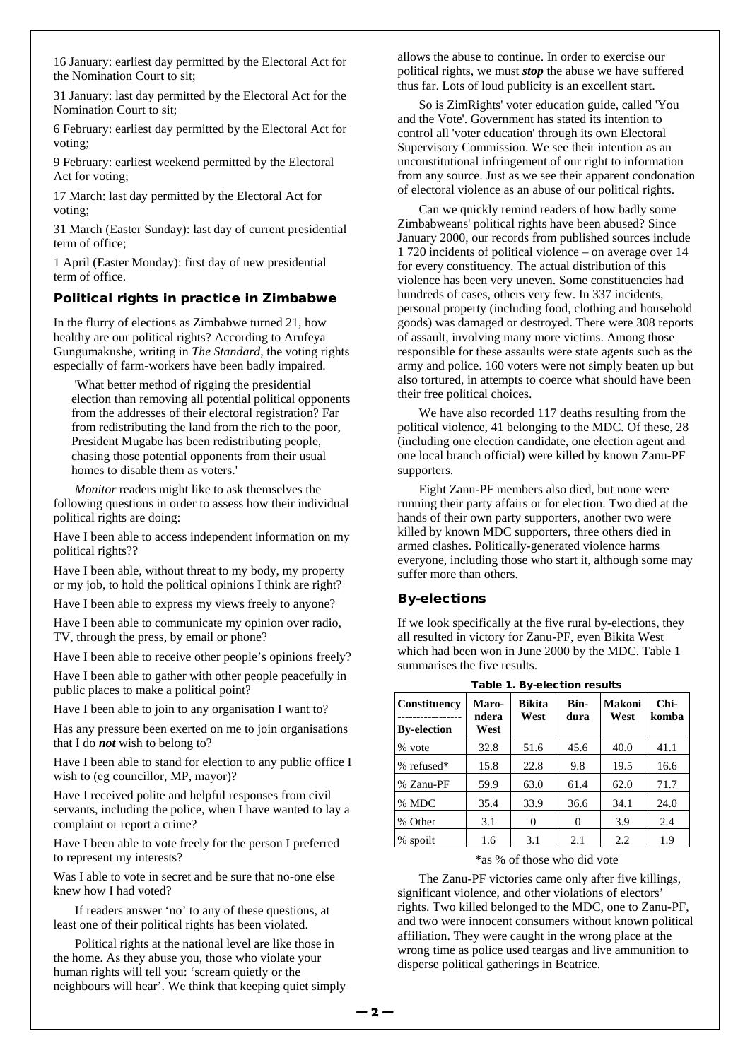16 January: earliest day permitted by the Electoral Act for the Nomination Court to sit;

31 January: last day permitted by the Electoral Act for the Nomination Court to sit;

6 February: earliest day permitted by the Electoral Act for voting;

9 February: earliest weekend permitted by the Electoral Act for voting;

17 March: last day permitted by the Electoral Act for voting;

31 March (Easter Sunday): last day of current presidential term of office;

1 April (Easter Monday): first day of new presidential term of office.

## Political rights in practice in Zimbabwe

In the flurry of elections as Zimbabwe turned 21, how healthy are our political rights? According to Arufeya Gungumakushe, writing in *The Standard*, the voting rights especially of farm-workers have been badly impaired.

> 'What better method of rigging the presidential election than removing all potential political opponents from the addresses of their electoral registration? Far from redistributing the land from the rich to the poor, President Mugabe has been redistributing people, chasing those potential opponents from their usual homes to disable them as voters.'

*Monitor* readers might like to ask themselves the following questions in order to assess how their individual political rights are doing:

Have I been able to access independent information on my political rights??

Have I been able, without threat to my body, my property or my job, to hold the political opinions I think are right?

Have I been able to express my views freely to anyone?

Have I been able to communicate my opinion over radio, TV, through the press, by email or phone?

Have I been able to receive other people's opinions freely?

Have I been able to gather with other people peacefully in public places to make a political point?

Have I been able to join to any organisation I want to?

Has any pressure been exerted on me to join organisations that I do ***not*** wish to belong to?

Have I been able to stand for election to any public office I wish to (eg councillor, MP, mayor)?

Have I received polite and helpful responses from civil servants, including the police, when I have wanted to lay a complaint or report a crime?

Have I been able to vote freely for the person I preferred to represent my interests?

Was I able to vote in secret and be sure that no-one else knew how I had voted?

If readers answer 'no' to any of these questions, at least one of their political rights has been violated.

Political rights at the national level are like those in the home. As they abuse you, those who violate your human rights will tell you: 'scream quietly or the neighbours will hear'. We think that keeping quiet simply allows the abuse to continue. In order to exercise our political rights, we must ***stop*** the abuse we have suffered thus far. Lots of loud publicity is an excellent start.

So is ZimRights' voter education guide, called 'You and the Vote'. Government has stated its intention to control all 'voter education' through its own Electoral Supervisory Commission. We see their intention as an unconstitutional infringement of our right to information from any source. Just as we see their apparent condonation of electoral violence as an abuse of our political rights.

Can we quickly remind readers of how badly some Zimbabweans' political rights have been abused? Since January 2000, our records from published sources include 1 720 incidents of political violence – on average over 14 for every constituency. The actual distribution of this violence has been very uneven. Some constituencies had hundreds of cases, others very few. In 337 incidents, personal property (including food, clothing and household goods) was damaged or destroyed. There were 308 reports of assault, involving many more victims. Among those responsible for these assaults were state agents such as the army and police. 160 voters were not simply beaten up but also tortured, in attempts to coerce what should have been their free political choices.

We have also recorded 117 deaths resulting from the political violence, 41 belonging to the MDC. Of these, 28 (including one election candidate, one election agent and one local branch official) were killed by known Zanu-PF supporters.

Eight Zanu-PF members also died, but none were running their party affairs or for election. Two died at the hands of their own party supporters, another two were killed by known MDC supporters, three others died in armed clashes. Politically-generated violence harms everyone, including those who start it, although some may suffer more than others.

## By-elections

If we look specifically at the five rural by-elections, they all resulted in victory for Zanu-PF, even Bikita West which had been won in June 2000 by the MDC. Table 1 summarises the five results.

**Table 1. By-election results**

| Constituency / By-election | Marondera West | Bikita West | Bindura | Makoni West | Chikomba |
|---|---|---|---|---|---|
| % vote | 32.8 | 51.6 | 45.6 | 40.0 | 41.1 |
| % refused* | 15.8 | 22.8 | 9.8 | 19.5 | 16.6 |
| % Zanu-PF | 59.9 | 63.0 | 61.4 | 62.0 | 71.7 |
| % MDC | 35.4 | 33.9 | 36.6 | 34.1 | 24.0 |
| % Other | 3.1 | 0 | 0 | 3.9 | 2.4 |
| % spoilt | 1.6 | 3.1 | 2.1 | 2.2 | 1.9 |

*as % of those who did vote

The Zanu-PF victories came only after five killings, significant violence, and other violations of electors' rights. Two killed belonged to the MDC, one to Zanu-PF, and two were innocent consumers without known political affiliation. They were caught in the wrong place at the wrong time as police used teargas and live ammunition to disperse political gatherings in Beatrice.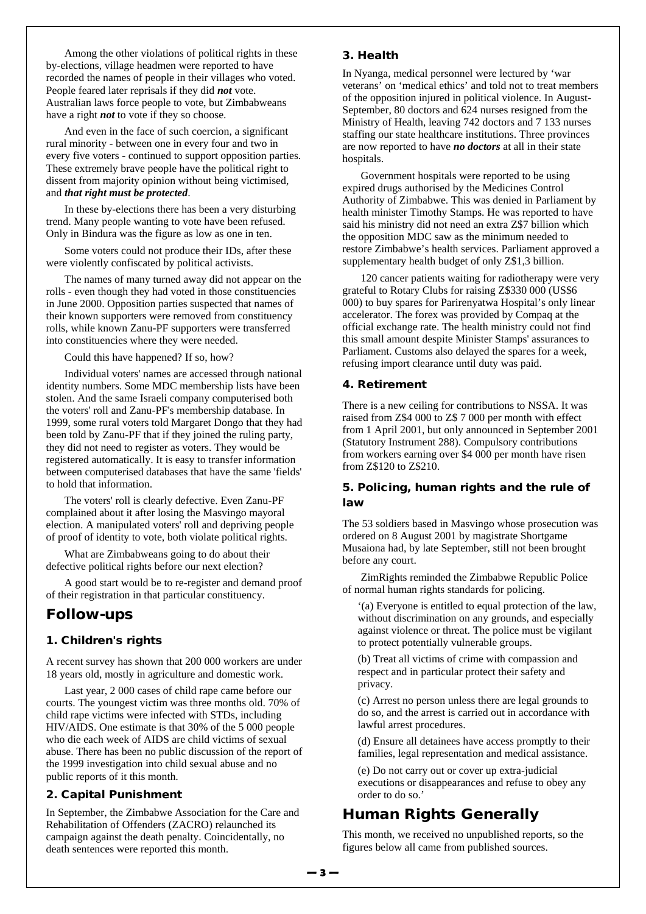Among the other violations of political rights in these by-elections, village headmen were reported to have recorded the names of people in their villages who voted. People feared later reprisals if they did ***not*** vote. Australian laws force people to vote, but Zimbabweans have a right ***not*** to vote if they so choose.

And even in the face of such coercion, a significant rural minority - between one in every four and two in every five voters - continued to support opposition parties. These extremely brave people have the political right to dissent from majority opinion without being victimised, and ***that right must be protected***.

In these by-elections there has been a very disturbing trend. Many people wanting to vote have been refused. Only in Bindura was the figure as low as one in ten.

Some voters could not produce their IDs, after these were violently confiscated by political activists.

The names of many turned away did not appear on the rolls - even though they had voted in those constituencies in June 2000. Opposition parties suspected that names of their known supporters were removed from constituency rolls, while known Zanu-PF supporters were transferred into constituencies where they were needed.

Could this have happened? If so, how?

Individual voters' names are accessed through national identity numbers. Some MDC membership lists have been stolen. And the same Israeli company computerised both the voters' roll and Zanu-PF's membership database. In 1999, some rural voters told Margaret Dongo that they had been told by Zanu-PF that if they joined the ruling party, they did not need to register as voters. They would be registered automatically. It is easy to transfer information between computerised databases that have the same 'fields' to hold that information.

The voters' roll is clearly defective. Even Zanu-PF complained about it after losing the Masvingo mayoral election. A manipulated voters' roll and depriving people of proof of identity to vote, both violate political rights.

What are Zimbabweans going to do about their defective political rights before our next election?

A good start would be to re-register and demand proof of their registration in that particular constituency.

## Follow-ups

### 1. Children's rights

A recent survey has shown that 200 000 workers are under 18 years old, mostly in agriculture and domestic work.

Last year, 2 000 cases of child rape came before our courts. The youngest victim was three months old. 70% of child rape victims were infected with STDs, including HIV/AIDS. One estimate is that 30% of the 5 000 people who die each week of AIDS are child victims of sexual abuse. There has been no public discussion of the report of the 1999 investigation into child sexual abuse and no public reports of it this month.

### 2. Capital Punishment

In September, the Zimbabwe Association for the Care and Rehabilitation of Offenders (ZACRO) relaunched its campaign against the death penalty. Coincidentally, no death sentences were reported this month.

### 3. Health

In Nyanga, medical personnel were lectured by 'war veterans' on 'medical ethics' and told not to treat members of the opposition injured in political violence. In August-September, 80 doctors and 624 nurses resigned from the Ministry of Health, leaving 742 doctors and 7 133 nurses staffing our state healthcare institutions. Three provinces are now reported to have ***no doctors*** at all in their state hospitals.

Government hospitals were reported to be using expired drugs authorised by the Medicines Control Authority of Zimbabwe. This was denied in Parliament by health minister Timothy Stamps. He was reported to have said his ministry did not need an extra Z$7 billion which the opposition MDC saw as the minimum needed to restore Zimbabwe's health services. Parliament approved a supplementary health budget of only Z$1,3 billion.

120 cancer patients waiting for radiotherapy were very grateful to Rotary Clubs for raising Z$330 000 (US$6 000) to buy spares for Parirenyatwa Hospital's only linear accelerator. The forex was provided by Compaq at the official exchange rate. The health ministry could not find this small amount despite Minister Stamps' assurances to Parliament. Customs also delayed the spares for a week, refusing import clearance until duty was paid.

### 4. Retirement

There is a new ceiling for contributions to NSSA. It was raised from Z$4 000 to Z$ 7 000 per month with effect from 1 April 2001, but only announced in September 2001 (Statutory Instrument 288). Compulsory contributions from workers earning over $4 000 per month have risen from Z$120 to Z$210.

### 5. Policing, human rights and the rule of law

The 53 soldiers based in Masvingo whose prosecution was ordered on 8 August 2001 by magistrate Shortgame Musaiona had, by late September, still not been brought before any court.

ZimRights reminded the Zimbabwe Republic Police of normal human rights standards for policing.

> '(a) Everyone is entitled to equal protection of the law, without discrimination on any grounds, and especially against violence or threat. The police must be vigilant to protect potentially vulnerable groups.
>
> (b) Treat all victims of crime with compassion and respect and in particular protect their safety and privacy.
>
> (c) Arrest no person unless there are legal grounds to do so, and the arrest is carried out in accordance with lawful arrest procedures.
>
> (d) Ensure all detainees have access promptly to their families, legal representation and medical assistance.
>
> (e) Do not carry out or cover up extra-judicial executions or disappearances and refuse to obey any order to do so.'

## Human Rights Generally

This month, we received no unpublished reports, so the figures below all came from published sources.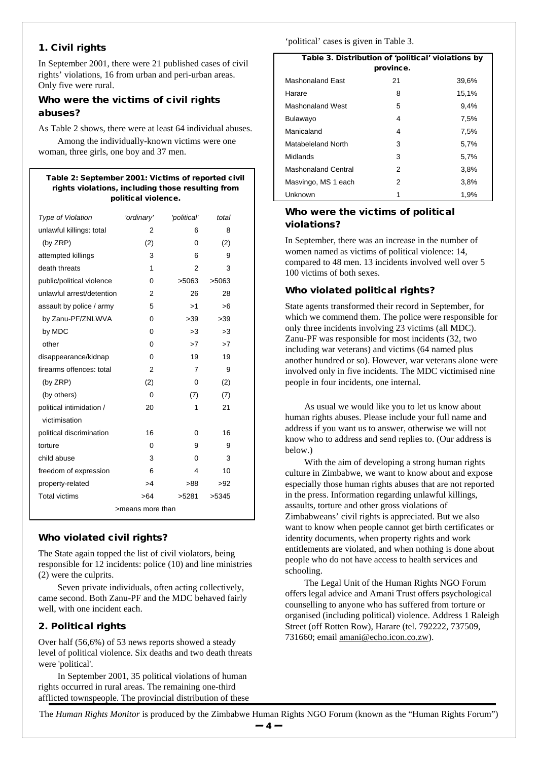## 1. Civil rights

In September 2001, there were 21 published cases of civil rights' violations, 16 from urban and peri-urban areas. Only five were rural.

### Who were the victims of civil rights abuses?

As Table 2 shows, there were at least 64 individual abuses.

Among the individually-known victims were one woman, three girls, one boy and 37 men.

**Table 2: September 2001: Victims of reported civil rights violations, including those resulting from political violence.**

| *Type of Violation* | *'ordinary'* | *'political'* | *total* |
|---|---|---|---|
| unlawful killings: total | 2 | 6 | 8 |
| (by ZRP) | (2) | 0 | (2) |
| attempted killings | 3 | 6 | 9 |
| death threats | 1 | 2 | 3 |
| public/political violence | 0 | >5063 | >5063 |
| unlawful arrest/detention | 2 | 26 | 28 |
| assault by police / army | 5 | >1 | >6 |
| by Zanu-PF/ZNLWVA | 0 | >39 | >39 |
| by MDC | 0 | >3 | >3 |
| other | 0 | >7 | >7 |
| disappearance/kidnap | 0 | 19 | 19 |
| firearms offences: total | 2 | 7 | 9 |
| (by ZRP) | (2) | 0 | (2) |
| (by others) | 0 | (7) | (7) |
| political intimidation / victimisation | 20 | 1 | 21 |
| political discrimination | 16 | 0 | 16 |
| torture | 0 | 9 | 9 |
| child abuse | 3 | 0 | 3 |
| freedom of expression | 6 | 4 | 10 |
| property-related | >4 | >88 | >92 |
| Total victims | >64 | >5281 | >5345 |

>means more than

### Who violated civil rights?

The State again topped the list of civil violators, being responsible for 12 incidents: police (10) and line ministries (2) were the culprits.

Seven private individuals, often acting collectively, came second. Both Zanu-PF and the MDC behaved fairly well, with one incident each.

## 2. Political rights

Over half (56,6%) of 53 news reports showed a steady level of political violence. Six deaths and two death threats were 'political'.

In September 2001, 35 political violations of human rights occurred in rural areas. The remaining one-third afflicted townspeople. The provincial distribution of these 'political' cases is given in Table 3.

**Table 3. Distribution of 'political' violations by province.**

| Province | Number | % |
|---|---|---|
| Mashonaland East | 21 | 39,6% |
| Harare | 8 | 15,1% |
| Mashonaland West | 5 | 9,4% |
| Bulawayo | 4 | 7,5% |
| Manicaland | 4 | 7,5% |
| Matabeleland North | 3 | 5,7% |
| Midlands | 3 | 5,7% |
| Mashonaland Central | 2 | 3,8% |
| Masvingo, MS 1 each | 2 | 3,8% |
| Unknown | 1 | 1,9% |

### Who were the victims of political violations?

In September, there was an increase in the number of women named as victims of political violence: 14, compared to 48 men. 13 incidents involved well over 5 100 victims of both sexes.

### Who violated political rights?

State agents transformed their record in September, for which we commend them. The police were responsible for only three incidents involving 23 victims (all MDC). Zanu-PF was responsible for most incidents (32, two including war veterans) and victims (64 named plus another hundred or so). However, war veterans alone were involved only in five incidents. The MDC victimised nine people in four incidents, one internal.

As usual we would like you to let us know about human rights abuses. Please include your full name and address if you want us to answer, otherwise we will not know who to address and send replies to. (Our address is below.)

With the aim of developing a strong human rights culture in Zimbabwe, we want to know about and expose especially those human rights abuses that are not reported in the press. Information regarding unlawful killings, assaults, torture and other gross violations of Zimbabweans' civil rights is appreciated. But we also want to know when people cannot get birth certificates or identity documents, when property rights and work entitlements are violated, and when nothing is done about people who do not have access to health services and schooling.

The Legal Unit of the Human Rights NGO Forum offers legal advice and Amani Trust offers psychological counselling to anyone who has suffered from torture or organised (including political) violence. Address 1 Raleigh Street (off Rotten Row), Harare (tel. 792222, 737509, 731660; email amani@echo.icon.co.zw).

The *Human Rights Monitor* is produced by the Zimbabwe Human Rights NGO Forum (known as the "Human Rights Forum")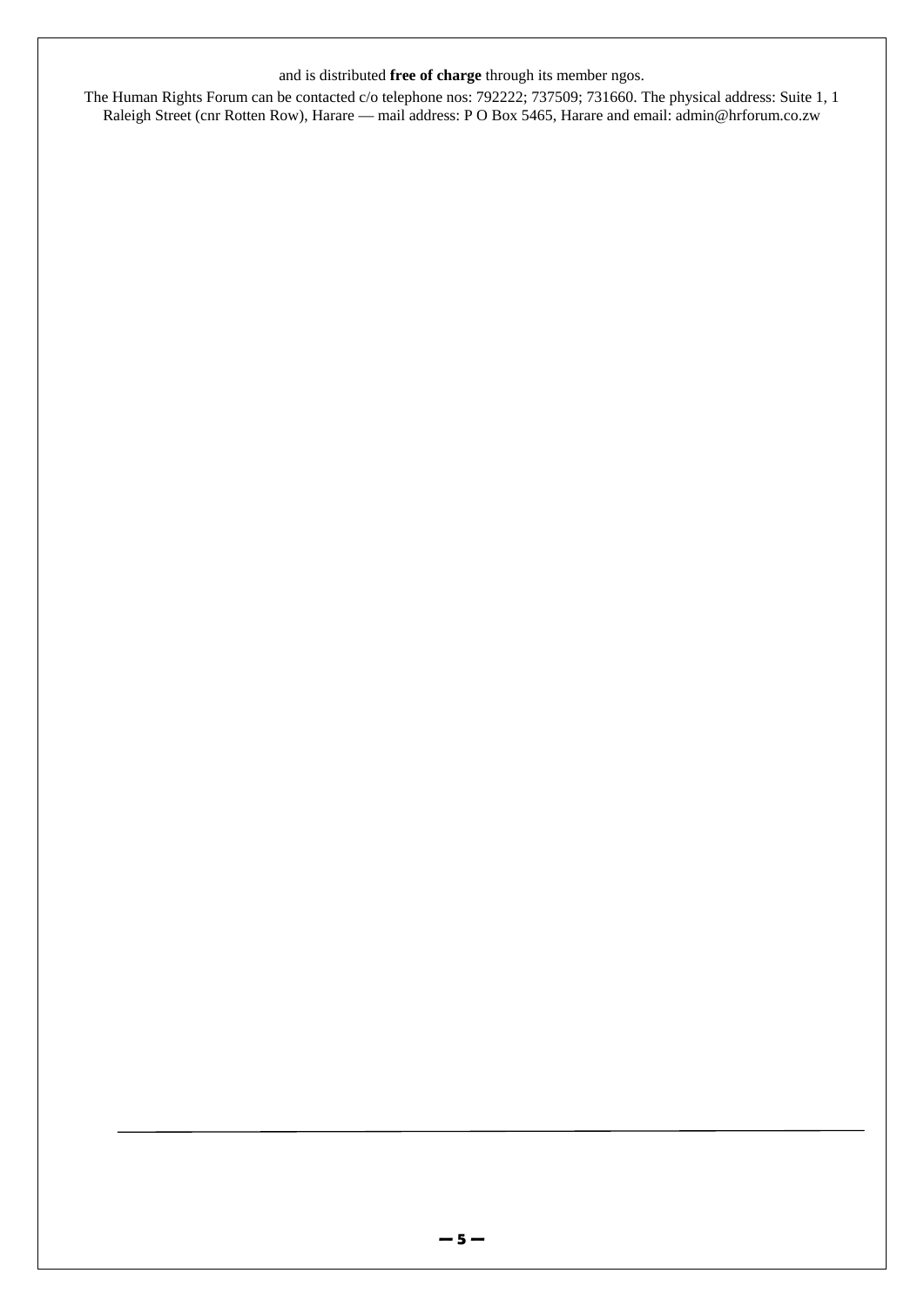and is distributed **free of charge** through its member ngos.

The Human Rights Forum can be contacted c/o telephone nos: 792222; 737509; 731660. The physical address: Suite 1, 1 Raleigh Street (cnr Rotten Row), Harare — mail address: P O Box 5465, Harare and email: admin@hrforum.co.zw